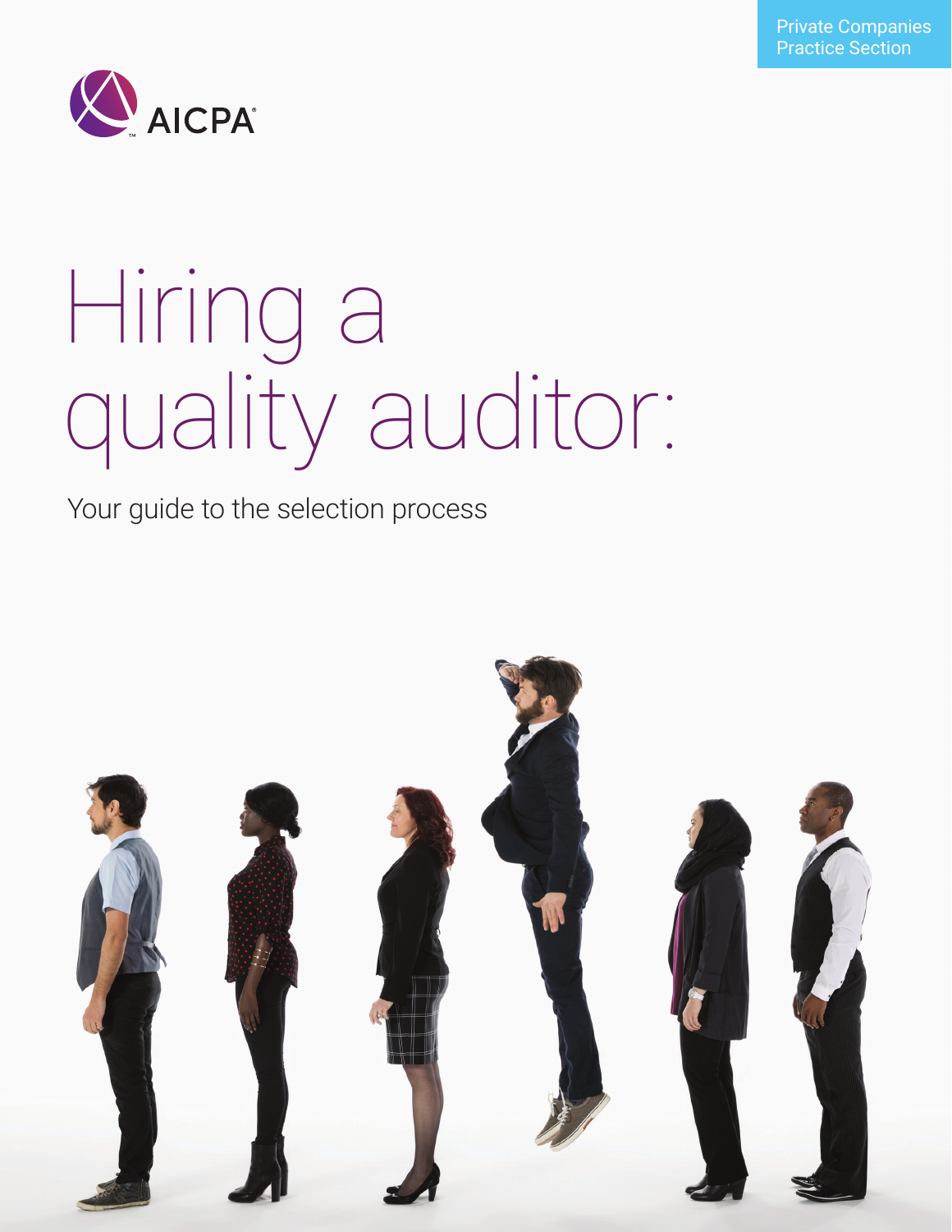Private Companies Practice Section

AICPA

# Hiring a quality auditor:

Your guide to the selection process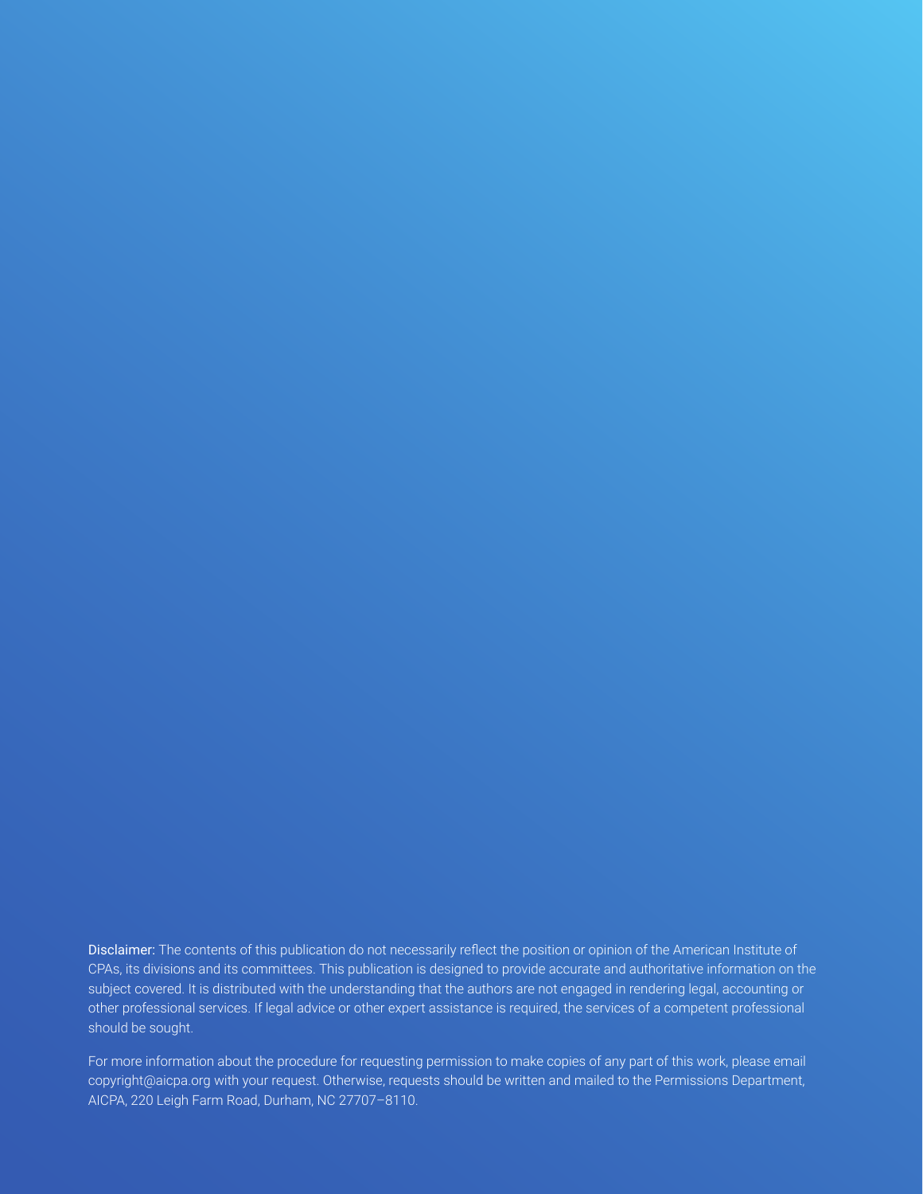**Disclaimer:** The contents of this publication do not necessarily reflect the position or opinion of the American Institute of CPAs, its divisions and its committees. This publication is designed to provide accurate and authoritative information on the subject covered. It is distributed with the understanding that the authors are not engaged in rendering legal, accounting or other professional services. If legal advice or other expert assistance is required, the services of a competent professional should be sought.

For more information about the procedure for requesting permission to make copies of any part of this work, please email copyright@aicpa.org with your request. Otherwise, requests should be written and mailed to the Permissions Department, AICPA, 220 Leigh Farm Road, Durham, NC 27707–8110.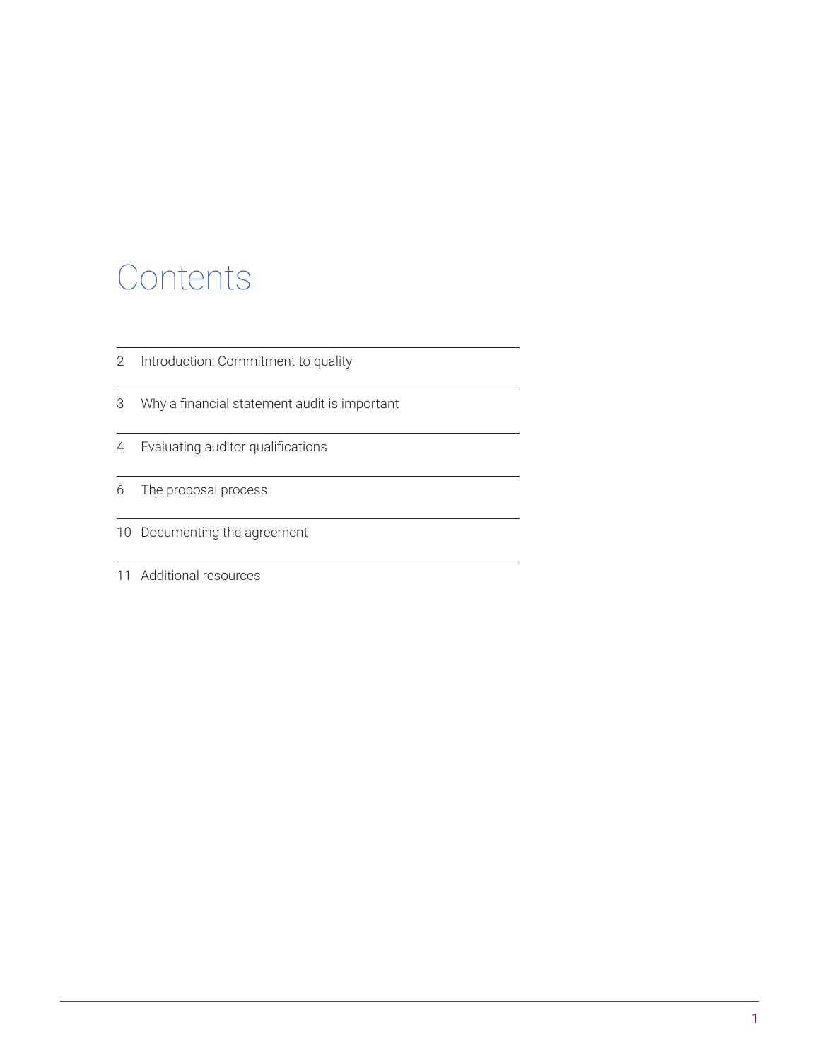# Contents

| | |
|---|---|
| 2 | Introduction: Commitment to quality |
| 3 | Why a financial statement audit is important |
| 4 | Evaluating auditor qualifications |
| 6 | The proposal process |
| 10 | Documenting the agreement |
| 11 | Additional resources |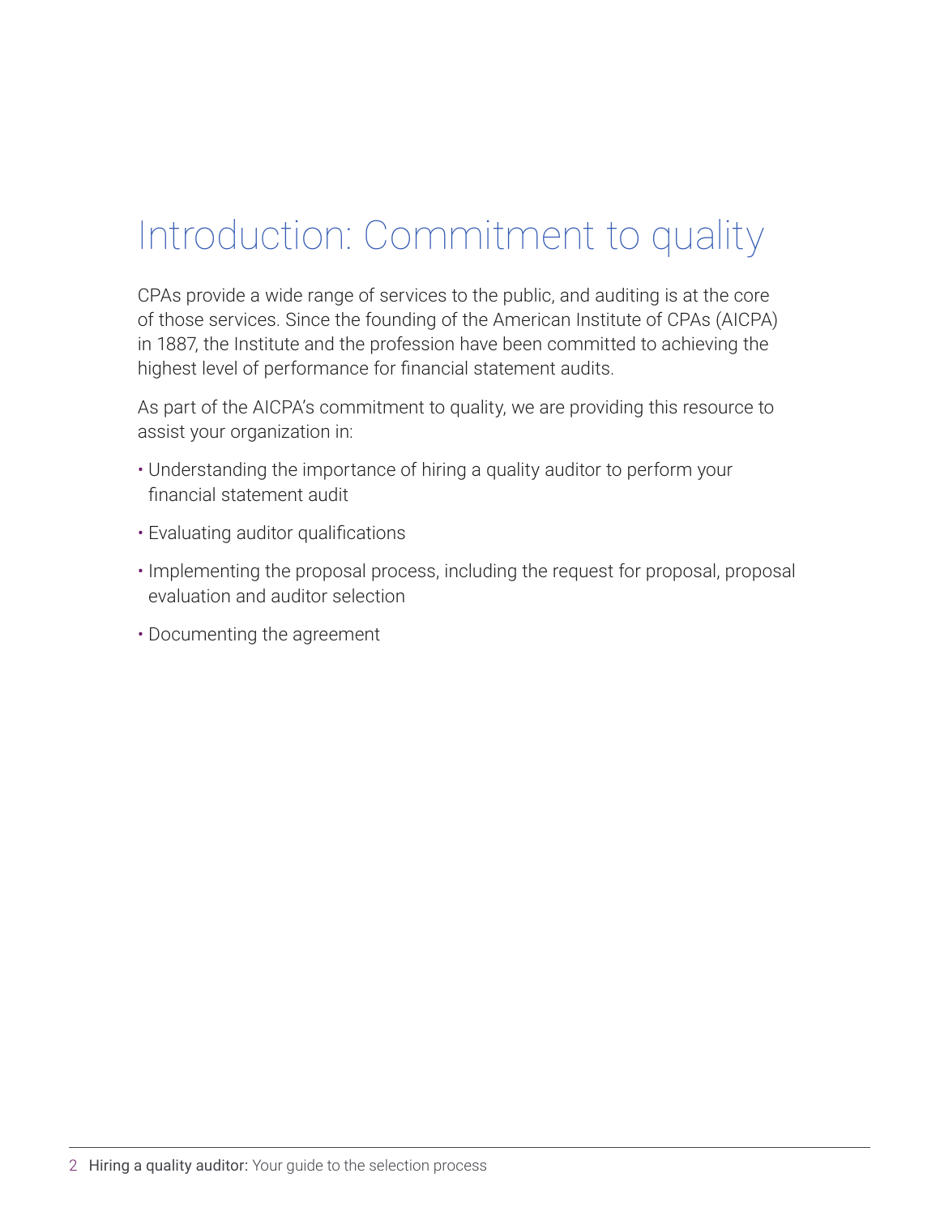# Introduction: Commitment to quality

CPAs provide a wide range of services to the public, and auditing is at the core of those services. Since the founding of the American Institute of CPAs (AICPA) in 1887, the Institute and the profession have been committed to achieving the highest level of performance for financial statement audits.

As part of the AICPA's commitment to quality, we are providing this resource to assist your organization in:

- Understanding the importance of hiring a quality auditor to perform your financial statement audit
- Evaluating auditor qualifications
- Implementing the proposal process, including the request for proposal, proposal evaluation and auditor selection
- Documenting the agreement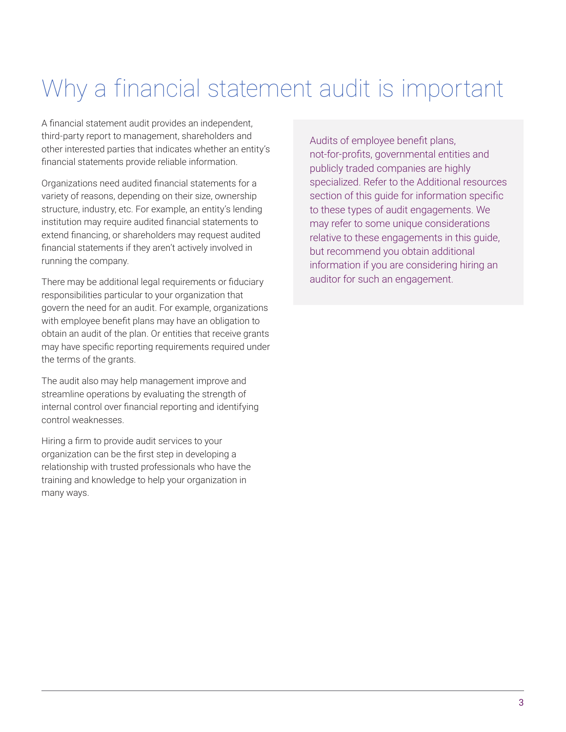# Why a financial statement audit is important

A financial statement audit provides an independent, third-party report to management, shareholders and other interested parties that indicates whether an entity's financial statements provide reliable information.

Organizations need audited financial statements for a variety of reasons, depending on their size, ownership structure, industry, etc. For example, an entity's lending institution may require audited financial statements to extend financing, or shareholders may request audited financial statements if they aren't actively involved in running the company.

There may be additional legal requirements or fiduciary responsibilities particular to your organization that govern the need for an audit. For example, organizations with employee benefit plans may have an obligation to obtain an audit of the plan. Or entities that receive grants may have specific reporting requirements required under the terms of the grants.

The audit also may help management improve and streamline operations by evaluating the strength of internal control over financial reporting and identifying control weaknesses.

Hiring a firm to provide audit services to your organization can be the first step in developing a relationship with trusted professionals who have the training and knowledge to help your organization in many ways.

> Audits of employee benefit plans, not-for-profits, governmental entities and publicly traded companies are highly specialized. Refer to the Additional resources section of this guide for information specific to these types of audit engagements. We may refer to some unique considerations relative to these engagements in this guide, but recommend you obtain additional information if you are considering hiring an auditor for such an engagement.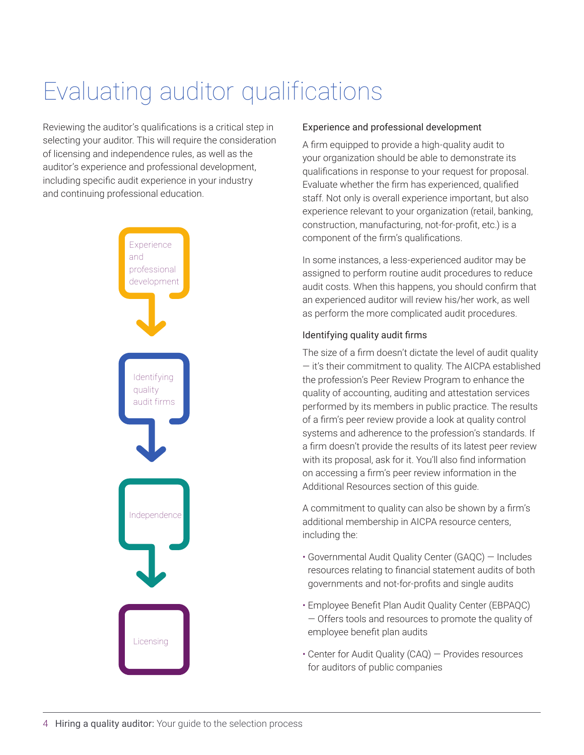# Evaluating auditor qualifications

Reviewing the auditor's qualifications is a critical step in selecting your auditor. This will require the consideration of licensing and independence rules, as well as the auditor's experience and professional development, including specific audit experience in your industry and continuing professional education.

Experience and professional development

Identifying quality audit firms

Independence

Licensing

### Experience and professional development

A firm equipped to provide a high-quality audit to your organization should be able to demonstrate its qualifications in response to your request for proposal. Evaluate whether the firm has experienced, qualified staff. Not only is overall experience important, but also experience relevant to your organization (retail, banking, construction, manufacturing, not-for-profit, etc.) is a component of the firm's qualifications.

In some instances, a less-experienced auditor may be assigned to perform routine audit procedures to reduce audit costs. When this happens, you should confirm that an experienced auditor will review his/her work, as well as perform the more complicated audit procedures.

### Identifying quality audit firms

The size of a firm doesn't dictate the level of audit quality — it's their commitment to quality. The AICPA established the profession's Peer Review Program to enhance the quality of accounting, auditing and attestation services performed by its members in public practice. The results of a firm's peer review provide a look at quality control systems and adherence to the profession's standards. If a firm doesn't provide the results of its latest peer review with its proposal, ask for it. You'll also find information on accessing a firm's peer review information in the Additional Resources section of this guide.

A commitment to quality can also be shown by a firm's additional membership in AICPA resource centers, including the:

- Governmental Audit Quality Center (GAQC) — Includes resources relating to financial statement audits of both governments and not-for-profits and single audits
- Employee Benefit Plan Audit Quality Center (EBPAQC) — Offers tools and resources to promote the quality of employee benefit plan audits
- Center for Audit Quality (CAQ) — Provides resources for auditors of public companies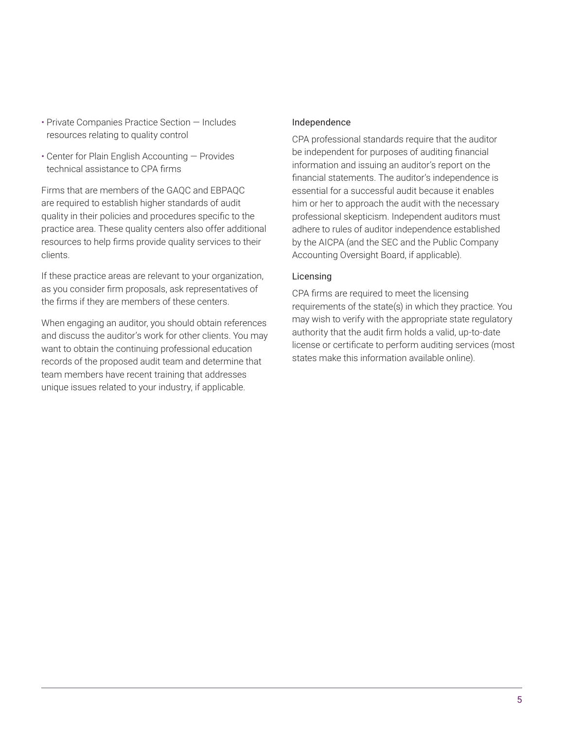- Private Companies Practice Section — Includes resources relating to quality control
- Center for Plain English Accounting — Provides technical assistance to CPA firms

Firms that are members of the GAQC and EBPAQC are required to establish higher standards of audit quality in their policies and procedures specific to the practice area. These quality centers also offer additional resources to help firms provide quality services to their clients.

If these practice areas are relevant to your organization, as you consider firm proposals, ask representatives of the firms if they are members of these centers.

When engaging an auditor, you should obtain references and discuss the auditor's work for other clients. You may want to obtain the continuing professional education records of the proposed audit team and determine that team members have recent training that addresses unique issues related to your industry, if applicable.

### Independence

CPA professional standards require that the auditor be independent for purposes of auditing financial information and issuing an auditor's report on the financial statements. The auditor's independence is essential for a successful audit because it enables him or her to approach the audit with the necessary professional skepticism. Independent auditors must adhere to rules of auditor independence established by the AICPA (and the SEC and the Public Company Accounting Oversight Board, if applicable).

### Licensing

CPA firms are required to meet the licensing requirements of the state(s) in which they practice. You may wish to verify with the appropriate state regulatory authority that the audit firm holds a valid, up-to-date license or certificate to perform auditing services (most states make this information available online).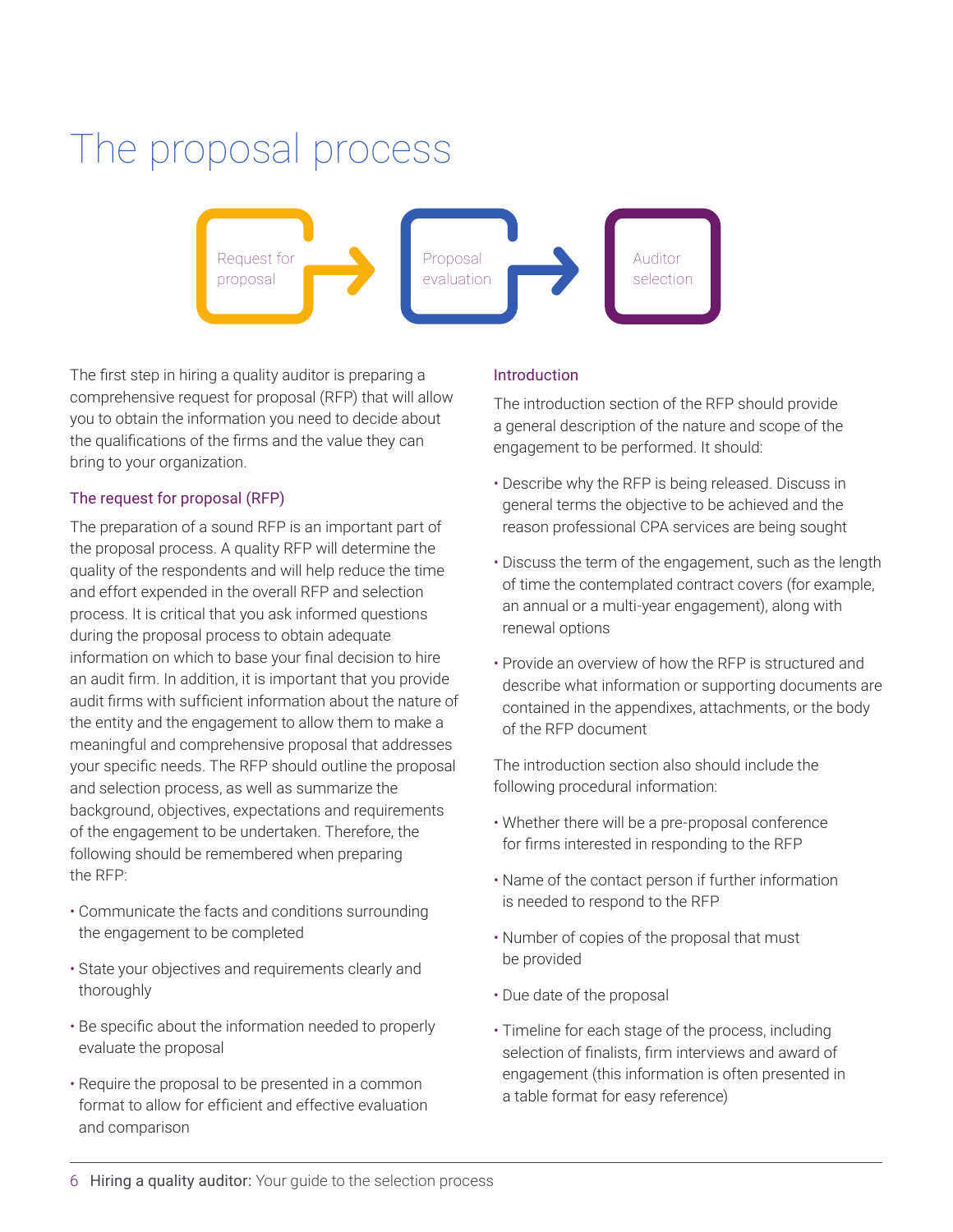# The proposal process

Request for proposal → Proposal evaluation → Auditor selection

The first step in hiring a quality auditor is preparing a comprehensive request for proposal (RFP) that will allow you to obtain the information you need to decide about the qualifications of the firms and the value they can bring to your organization.

### The request for proposal (RFP)

The preparation of a sound RFP is an important part of the proposal process. A quality RFP will determine the quality of the respondents and will help reduce the time and effort expended in the overall RFP and selection process. It is critical that you ask informed questions during the proposal process to obtain adequate information on which to base your final decision to hire an audit firm. In addition, it is important that you provide audit firms with sufficient information about the nature of the entity and the engagement to allow them to make a meaningful and comprehensive proposal that addresses your specific needs. The RFP should outline the proposal and selection process, as well as summarize the background, objectives, expectations and requirements of the engagement to be undertaken. Therefore, the following should be remembered when preparing the RFP:

- Communicate the facts and conditions surrounding the engagement to be completed
- State your objectives and requirements clearly and thoroughly
- Be specific about the information needed to properly evaluate the proposal
- Require the proposal to be presented in a common format to allow for efficient and effective evaluation and comparison

### Introduction

The introduction section of the RFP should provide a general description of the nature and scope of the engagement to be performed. It should:

- Describe why the RFP is being released. Discuss in general terms the objective to be achieved and the reason professional CPA services are being sought
- Discuss the term of the engagement, such as the length of time the contemplated contract covers (for example, an annual or a multi-year engagement), along with renewal options
- Provide an overview of how the RFP is structured and describe what information or supporting documents are contained in the appendixes, attachments, or the body of the RFP document

The introduction section also should include the following procedural information:

- Whether there will be a pre-proposal conference for firms interested in responding to the RFP
- Name of the contact person if further information is needed to respond to the RFP
- Number of copies of the proposal that must be provided
- Due date of the proposal
- Timeline for each stage of the process, including selection of finalists, firm interviews and award of engagement (this information is often presented in a table format for easy reference)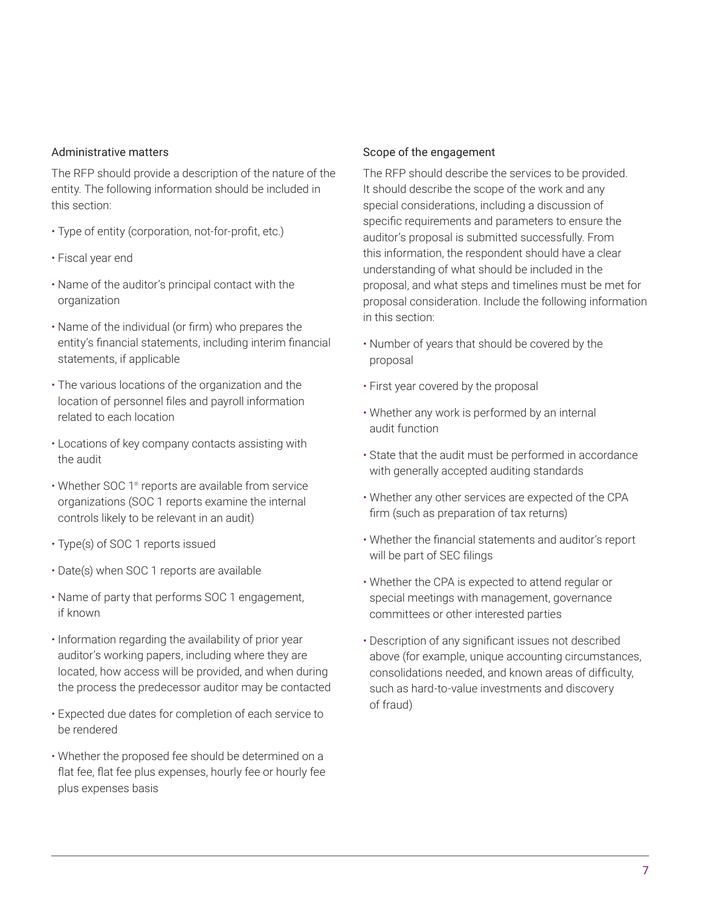### Administrative matters

The RFP should provide a description of the nature of the entity. The following information should be included in this section:

- Type of entity (corporation, not-for-profit, etc.)
- Fiscal year end
- Name of the auditor's principal contact with the organization
- Name of the individual (or firm) who prepares the entity's financial statements, including interim financial statements, if applicable
- The various locations of the organization and the location of personnel files and payroll information related to each location
- Locations of key company contacts assisting with the audit
- Whether SOC 1® reports are available from service organizations (SOC 1 reports examine the internal controls likely to be relevant in an audit)
- Type(s) of SOC 1 reports issued
- Date(s) when SOC 1 reports are available
- Name of party that performs SOC 1 engagement, if known
- Information regarding the availability of prior year auditor's working papers, including where they are located, how access will be provided, and when during the process the predecessor auditor may be contacted
- Expected due dates for completion of each service to be rendered
- Whether the proposed fee should be determined on a flat fee, flat fee plus expenses, hourly fee or hourly fee plus expenses basis

### Scope of the engagement

The RFP should describe the services to be provided. It should describe the scope of the work and any special considerations, including a discussion of specific requirements and parameters to ensure the auditor's proposal is submitted successfully. From this information, the respondent should have a clear understanding of what should be included in the proposal, and what steps and timelines must be met for proposal consideration. Include the following information in this section:

- Number of years that should be covered by the proposal
- First year covered by the proposal
- Whether any work is performed by an internal audit function
- State that the audit must be performed in accordance with generally accepted auditing standards
- Whether any other services are expected of the CPA firm (such as preparation of tax returns)
- Whether the financial statements and auditor's report will be part of SEC filings
- Whether the CPA is expected to attend regular or special meetings with management, governance committees or other interested parties
- Description of any significant issues not described above (for example, unique accounting circumstances, consolidations needed, and known areas of difficulty, such as hard-to-value investments and discovery of fraud)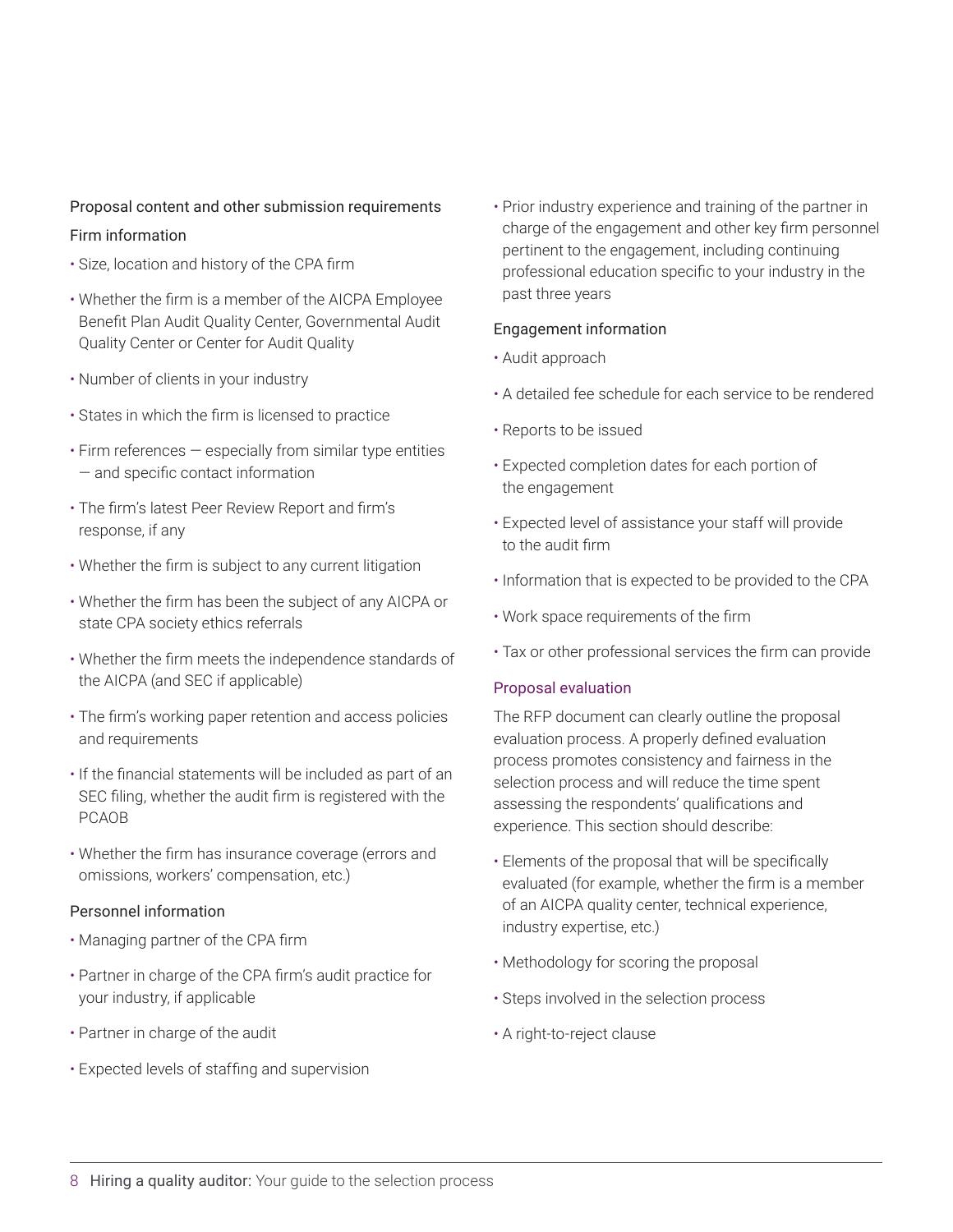### Proposal content and other submission requirements

#### Firm information

- Size, location and history of the CPA firm
- Whether the firm is a member of the AICPA Employee Benefit Plan Audit Quality Center, Governmental Audit Quality Center or Center for Audit Quality
- Number of clients in your industry
- States in which the firm is licensed to practice
- Firm references — especially from similar type entities — and specific contact information
- The firm's latest Peer Review Report and firm's response, if any
- Whether the firm is subject to any current litigation
- Whether the firm has been the subject of any AICPA or state CPA society ethics referrals
- Whether the firm meets the independence standards of the AICPA (and SEC if applicable)
- The firm's working paper retention and access policies and requirements
- If the financial statements will be included as part of an SEC filing, whether the audit firm is registered with the PCAOB
- Whether the firm has insurance coverage (errors and omissions, workers' compensation, etc.)

#### Personnel information

- Managing partner of the CPA firm
- Partner in charge of the CPA firm's audit practice for your industry, if applicable
- Partner in charge of the audit
- Expected levels of staffing and supervision
- Prior industry experience and training of the partner in charge of the engagement and other key firm personnel pertinent to the engagement, including continuing professional education specific to your industry in the past three years

#### Engagement information

- Audit approach
- A detailed fee schedule for each service to be rendered
- Reports to be issued
- Expected completion dates for each portion of the engagement
- Expected level of assistance your staff will provide to the audit firm
- Information that is expected to be provided to the CPA
- Work space requirements of the firm
- Tax or other professional services the firm can provide

### Proposal evaluation

The RFP document can clearly outline the proposal evaluation process. A properly defined evaluation process promotes consistency and fairness in the selection process and will reduce the time spent assessing the respondents' qualifications and experience. This section should describe:

- Elements of the proposal that will be specifically evaluated (for example, whether the firm is a member of an AICPA quality center, technical experience, industry expertise, etc.)
- Methodology for scoring the proposal
- Steps involved in the selection process
- A right-to-reject clause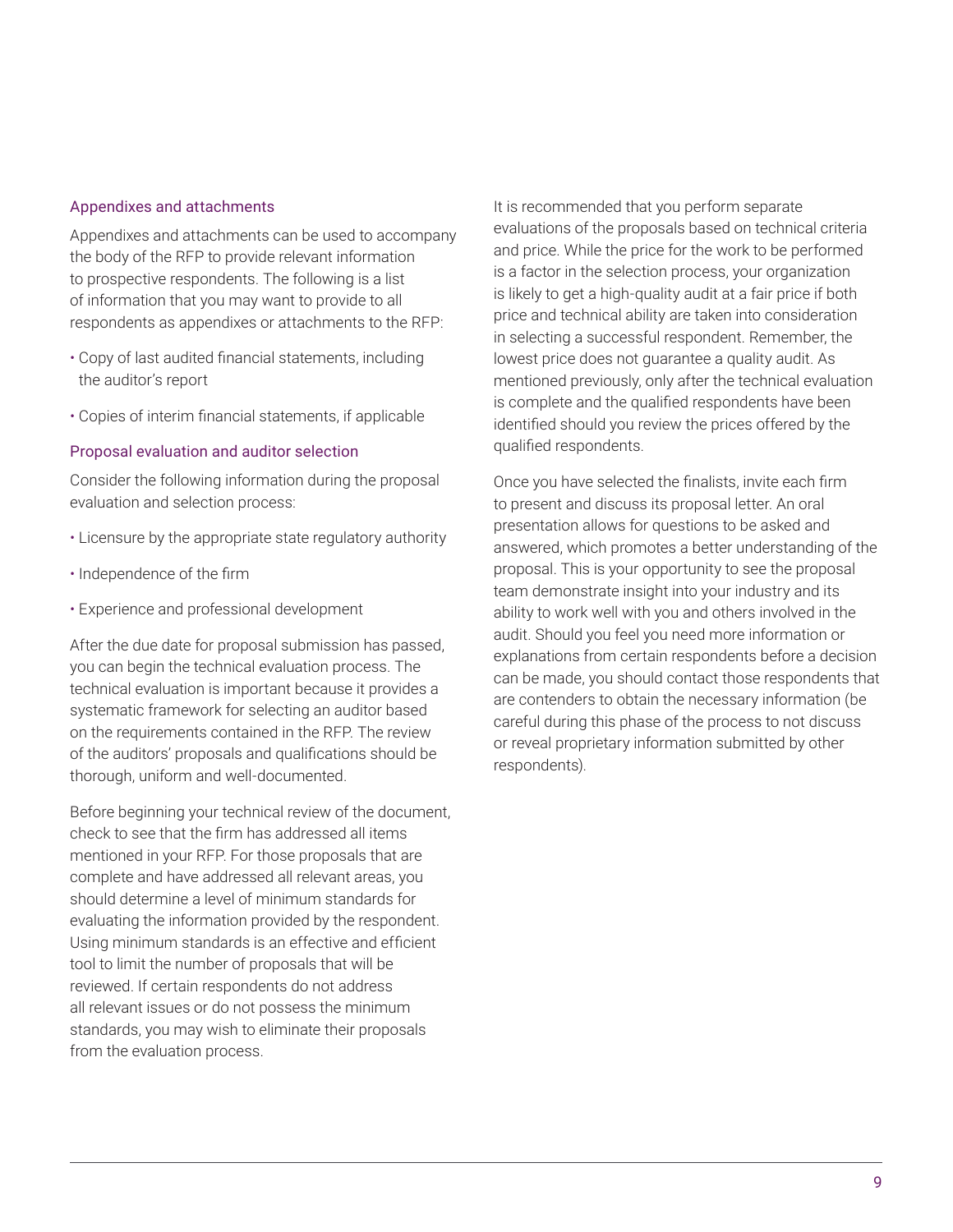### Appendixes and attachments

Appendixes and attachments can be used to accompany the body of the RFP to provide relevant information to prospective respondents. The following is a list of information that you may want to provide to all respondents as appendixes or attachments to the RFP:

- Copy of last audited financial statements, including the auditor's report
- Copies of interim financial statements, if applicable

### Proposal evaluation and auditor selection

Consider the following information during the proposal evaluation and selection process:

- Licensure by the appropriate state regulatory authority
- Independence of the firm
- Experience and professional development

After the due date for proposal submission has passed, you can begin the technical evaluation process. The technical evaluation is important because it provides a systematic framework for selecting an auditor based on the requirements contained in the RFP. The review of the auditors' proposals and qualifications should be thorough, uniform and well-documented.

Before beginning your technical review of the document, check to see that the firm has addressed all items mentioned in your RFP. For those proposals that are complete and have addressed all relevant areas, you should determine a level of minimum standards for evaluating the information provided by the respondent. Using minimum standards is an effective and efficient tool to limit the number of proposals that will be reviewed. If certain respondents do not address all relevant issues or do not possess the minimum standards, you may wish to eliminate their proposals from the evaluation process.

It is recommended that you perform separate evaluations of the proposals based on technical criteria and price. While the price for the work to be performed is a factor in the selection process, your organization is likely to get a high-quality audit at a fair price if both price and technical ability are taken into consideration in selecting a successful respondent. Remember, the lowest price does not guarantee a quality audit. As mentioned previously, only after the technical evaluation is complete and the qualified respondents have been identified should you review the prices offered by the qualified respondents.

Once you have selected the finalists, invite each firm to present and discuss its proposal letter. An oral presentation allows for questions to be asked and answered, which promotes a better understanding of the proposal. This is your opportunity to see the proposal team demonstrate insight into your industry and its ability to work well with you and others involved in the audit. Should you feel you need more information or explanations from certain respondents before a decision can be made, you should contact those respondents that are contenders to obtain the necessary information (be careful during this phase of the process to not discuss or reveal proprietary information submitted by other respondents).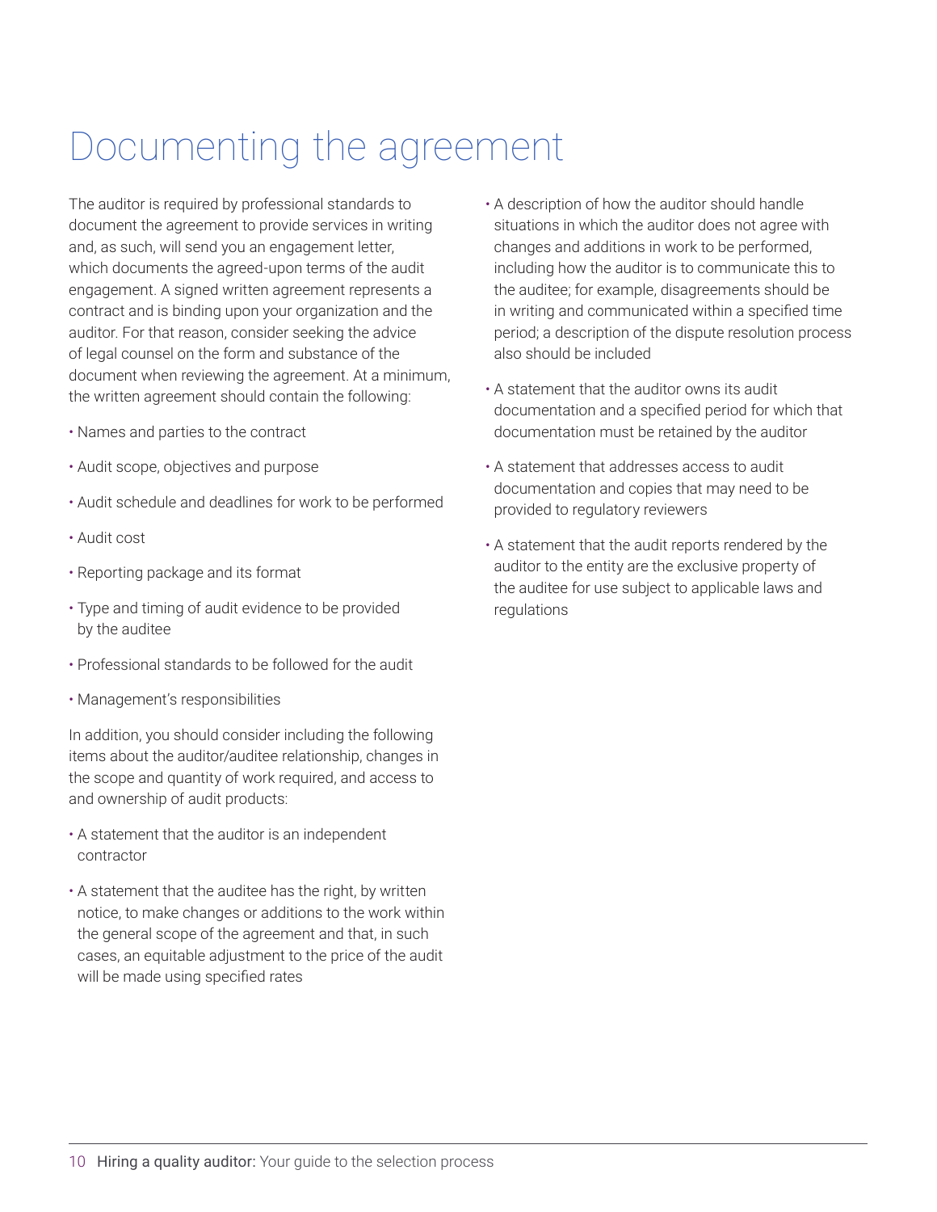# Documenting the agreement

The auditor is required by professional standards to document the agreement to provide services in writing and, as such, will send you an engagement letter, which documents the agreed-upon terms of the audit engagement. A signed written agreement represents a contract and is binding upon your organization and the auditor. For that reason, consider seeking the advice of legal counsel on the form and substance of the document when reviewing the agreement. At a minimum, the written agreement should contain the following:

- Names and parties to the contract
- Audit scope, objectives and purpose
- Audit schedule and deadlines for work to be performed
- Audit cost
- Reporting package and its format
- Type and timing of audit evidence to be provided by the auditee
- Professional standards to be followed for the audit
- Management's responsibilities

In addition, you should consider including the following items about the auditor/auditee relationship, changes in the scope and quantity of work required, and access to and ownership of audit products:

- A statement that the auditor is an independent contractor
- A statement that the auditee has the right, by written notice, to make changes or additions to the work within the general scope of the agreement and that, in such cases, an equitable adjustment to the price of the audit will be made using specified rates
- A description of how the auditor should handle situations in which the auditor does not agree with changes and additions in work to be performed, including how the auditor is to communicate this to the auditee; for example, disagreements should be in writing and communicated within a specified time period; a description of the dispute resolution process also should be included
- A statement that the auditor owns its audit documentation and a specified period for which that documentation must be retained by the auditor
- A statement that addresses access to audit documentation and copies that may need to be provided to regulatory reviewers
- A statement that the audit reports rendered by the auditor to the entity are the exclusive property of the auditee for use subject to applicable laws and regulations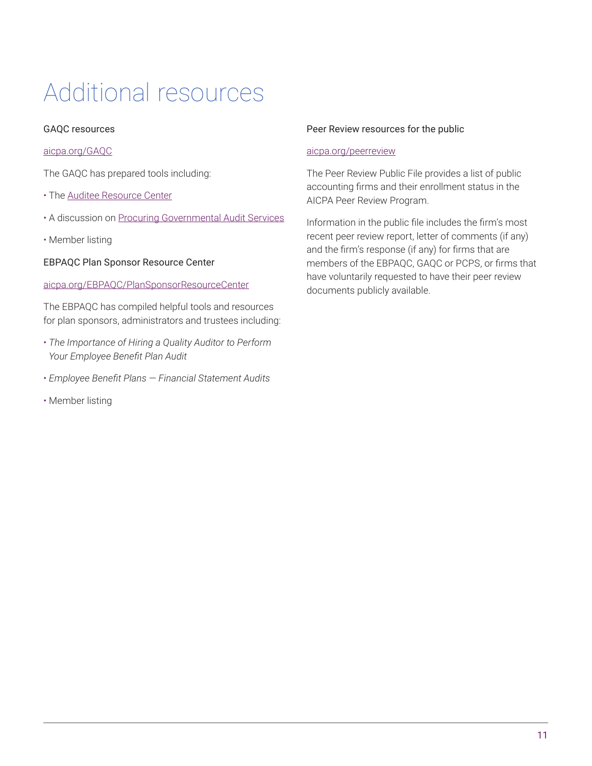# Additional resources

### GAQC resources

aicpa.org/GAQC

The GAQC has prepared tools including:

- The Auditee Resource Center
- A discussion on Procuring Governmental Audit Services
- Member listing

### EBPAQC Plan Sponsor Resource Center

aicpa.org/EBPAQC/PlanSponsorResourceCenter

The EBPAQC has compiled helpful tools and resources for plan sponsors, administrators and trustees including:

- *The Importance of Hiring a Quality Auditor to Perform Your Employee Benefit Plan Audit*
- *Employee Benefit Plans — Financial Statement Audits*
- Member listing

### Peer Review resources for the public

aicpa.org/peerreview

The Peer Review Public File provides a list of public accounting firms and their enrollment status in the AICPA Peer Review Program.

Information in the public file includes the firm's most recent peer review report, letter of comments (if any) and the firm's response (if any) for firms that are members of the EBPAQC, GAQC or PCPS, or firms that have voluntarily requested to have their peer review documents publicly available.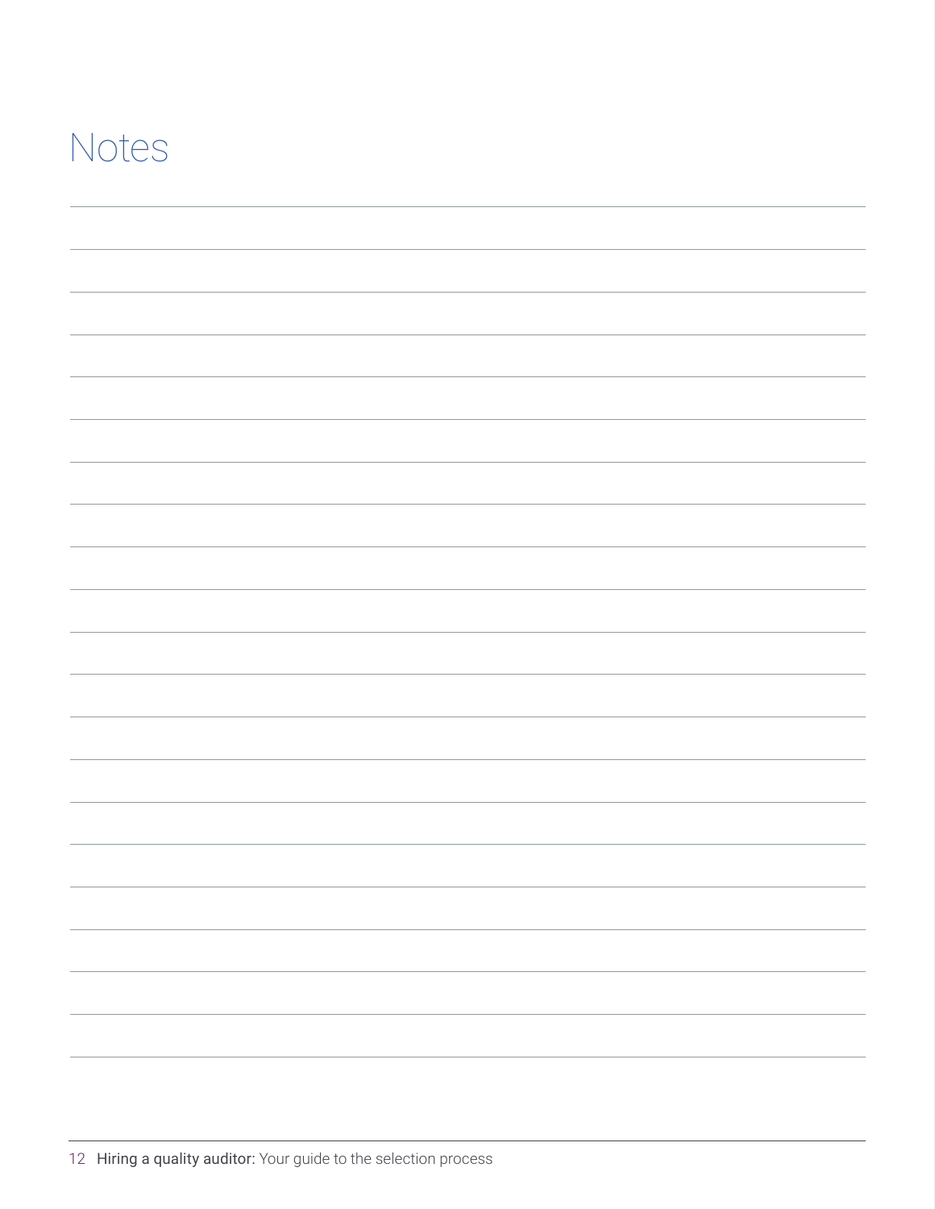# Notes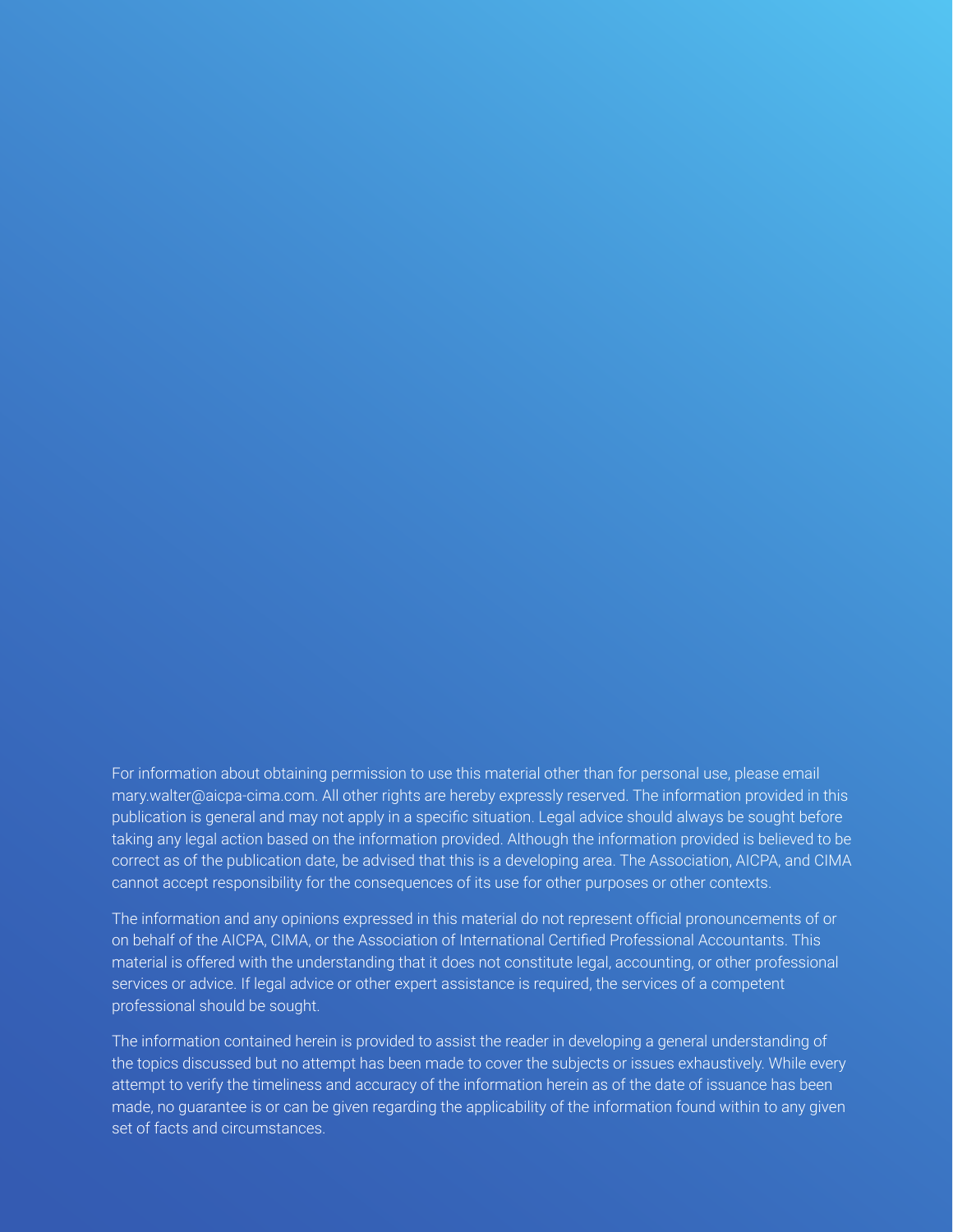For information about obtaining permission to use this material other than for personal use, please email mary.walter@aicpa-cima.com. All other rights are hereby expressly reserved. The information provided in this publication is general and may not apply in a specific situation. Legal advice should always be sought before taking any legal action based on the information provided. Although the information provided is believed to be correct as of the publication date, be advised that this is a developing area. The Association, AICPA, and CIMA cannot accept responsibility for the consequences of its use for other purposes or other contexts.

The information and any opinions expressed in this material do not represent official pronouncements of or on behalf of the AICPA, CIMA, or the Association of International Certified Professional Accountants. This material is offered with the understanding that it does not constitute legal, accounting, or other professional services or advice. If legal advice or other expert assistance is required, the services of a competent professional should be sought.

The information contained herein is provided to assist the reader in developing a general understanding of the topics discussed but no attempt has been made to cover the subjects or issues exhaustively. While every attempt to verify the timeliness and accuracy of the information herein as of the date of issuance has been made, no guarantee is or can be given regarding the applicability of the information found within to any given set of facts and circumstances.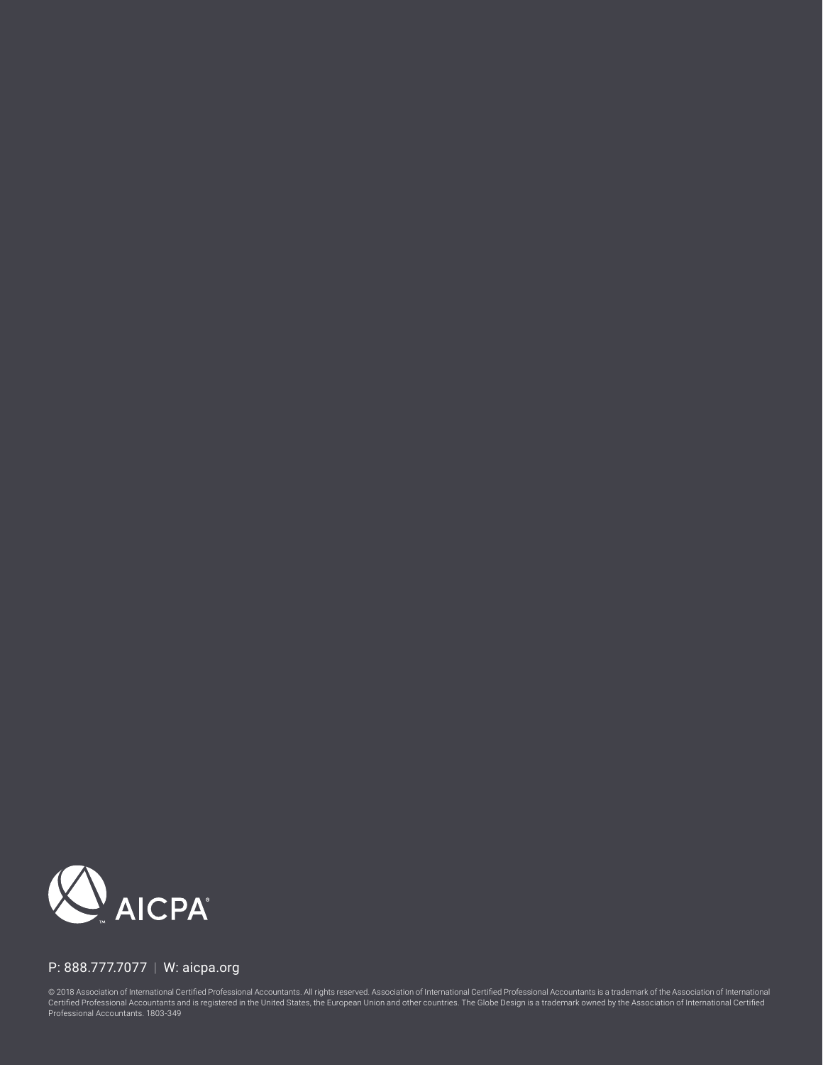AICPA®

P: 888.777.7077 | W: aicpa.org

© 2018 Association of International Certified Professional Accountants. All rights reserved. Association of International Certified Professional Accountants is a trademark of the Association of International Certified Professional Accountants and is registered in the United States, the European Union and other countries. The Globe Design is a trademark owned by the Association of International Certified Professional Accountants. 1803-349